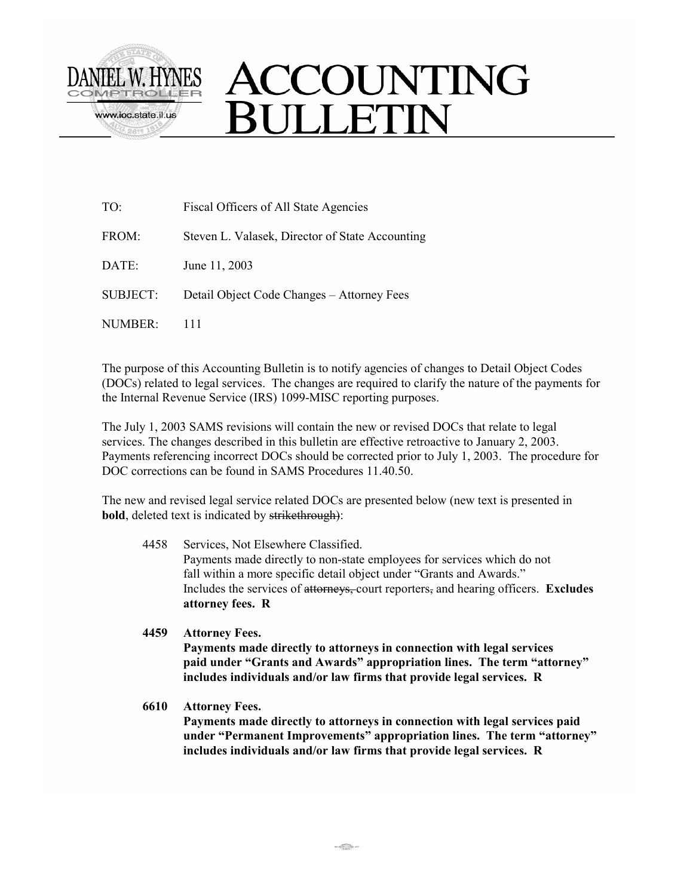# DANIEL W. HYNES COMPTROLLER — ACCOUNTING BULLETIN

www.ioc.state.il.us

TO: Fiscal Officers of All State Agencies

FROM: Steven L. Valasek, Director of State Accounting

DATE: June 11, 2003

SUBJECT: Detail Object Code Changes – Attorney Fees

NUMBER: 111

The purpose of this Accounting Bulletin is to notify agencies of changes to Detail Object Codes (DOCs) related to legal services. The changes are required to clarify the nature of the payments for the Internal Revenue Service (IRS) 1099-MISC reporting purposes.

The July 1, 2003 SAMS revisions will contain the new or revised DOCs that relate to legal services. The changes described in this bulletin are effective retroactive to January 2, 2003. Payments referencing incorrect DOCs should be corrected prior to July 1, 2003. The procedure for DOC corrections can be found in SAMS Procedures 11.40.50.

The new and revised legal service related DOCs are presented below (new text is presented in **bold**, deleted text is indicated by ~~strikethrough~~):

4458 Services, Not Elsewhere Classified.
Payments made directly to non-state employees for services which do not fall within a more specific detail object under "Grants and Awards." Includes the services of ~~attorneys,~~ court reporters~~,~~ and hearing officers. **Excludes attorney fees. R**

**4459 Attorney Fees.**
**Payments made directly to attorneys in connection with legal services paid under "Grants and Awards" appropriation lines. The term "attorney" includes individuals and/or law firms that provide legal services. R**

**6610 Attorney Fees.**
**Payments made directly to attorneys in connection with legal services paid under "Permanent Improvements" appropriation lines. The term "attorney" includes individuals and/or law firms that provide legal services. R**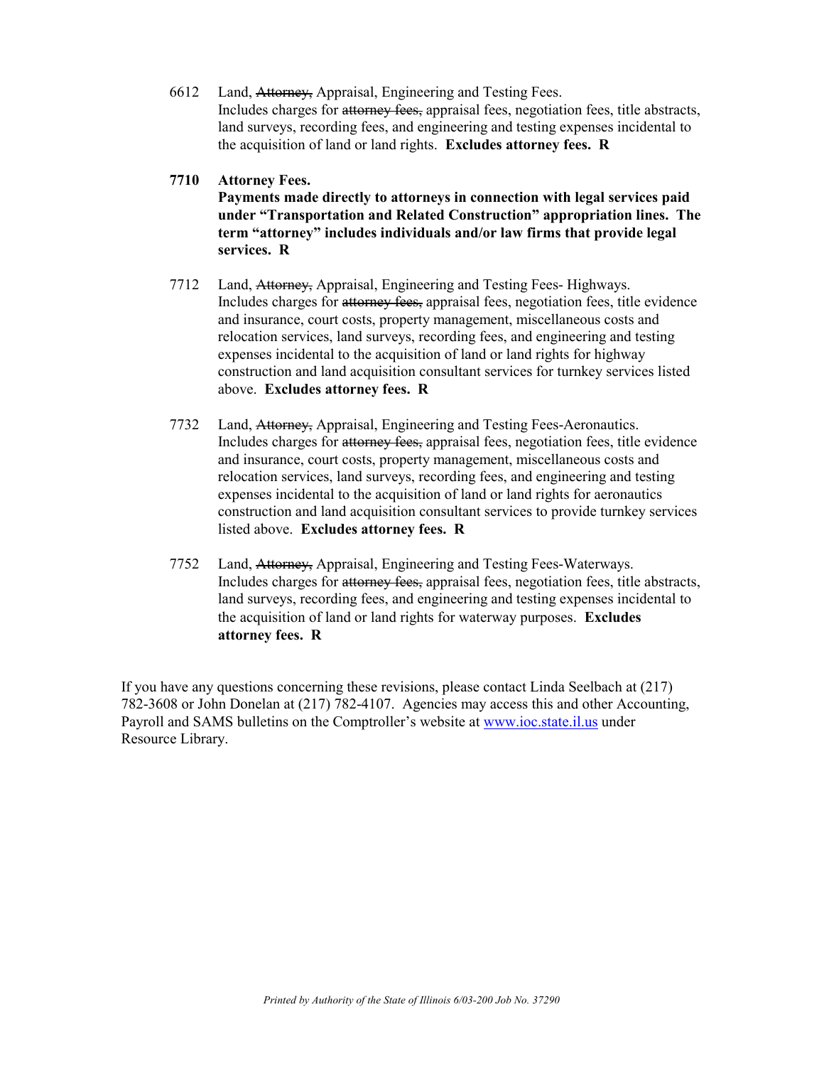6612 Land, ~~Attorney,~~ Appraisal, Engineering and Testing Fees.
Includes charges for ~~attorney fees,~~ appraisal fees, negotiation fees, title abstracts, land surveys, recording fees, and engineering and testing expenses incidental to the acquisition of land or land rights. **Excludes attorney fees. R**

**7710 Attorney Fees.**
**Payments made directly to attorneys in connection with legal services paid under "Transportation and Related Construction" appropriation lines. The term "attorney" includes individuals and/or law firms that provide legal services. R**

7712 Land, ~~Attorney,~~ Appraisal, Engineering and Testing Fees- Highways.
Includes charges for ~~attorney fees,~~ appraisal fees, negotiation fees, title evidence and insurance, court costs, property management, miscellaneous costs and relocation services, land surveys, recording fees, and engineering and testing expenses incidental to the acquisition of land or land rights for highway construction and land acquisition consultant services for turnkey services listed above. **Excludes attorney fees. R**

7732 Land, ~~Attorney,~~ Appraisal, Engineering and Testing Fees-Aeronautics.
Includes charges for ~~attorney fees,~~ appraisal fees, negotiation fees, title evidence and insurance, court costs, property management, miscellaneous costs and relocation services, land surveys, recording fees, and engineering and testing expenses incidental to the acquisition of land or land rights for aeronautics construction and land acquisition consultant services to provide turnkey services listed above. **Excludes attorney fees. R**

7752 Land, ~~Attorney,~~ Appraisal, Engineering and Testing Fees-Waterways.
Includes charges for ~~attorney fees,~~ appraisal fees, negotiation fees, title abstracts, land surveys, recording fees, and engineering and testing expenses incidental to the acquisition of land or land rights for waterway purposes. **Excludes attorney fees. R**

If you have any questions concerning these revisions, please contact Linda Seelbach at (217) 782-3608 or John Donelan at (217) 782-4107. Agencies may access this and other Accounting, Payroll and SAMS bulletins on the Comptroller's website at [www.ioc.state.il.us](http://www.ioc.state.il.us) under Resource Library.

*Printed by Authority of the State of Illinois 6/03-200 Job No. 37290*